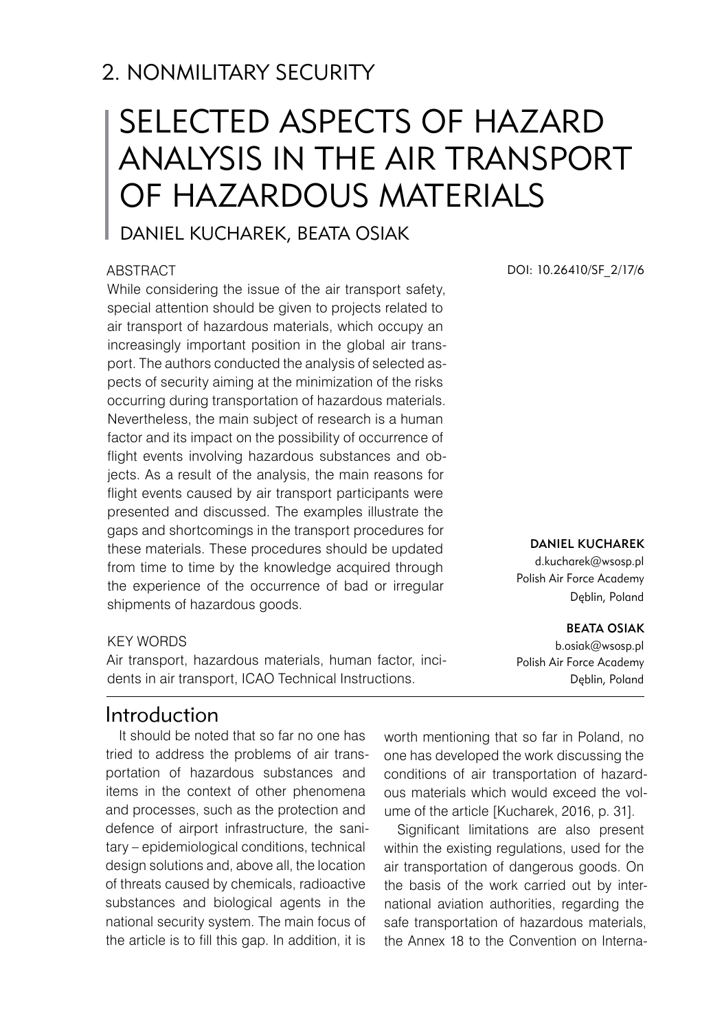## 2. NONMILITARY SECURITY

# SELECTED ASPECTS OF HAZARD ANALYSIS IN THE AIR TRANSPORT OF HAZARDOUS MATERIALS

DANIEL KUCHAREK, BEATA OSIAK

DOI: 10.26410/SF_2/17/6

ABSTRACT

While considering the issue of the air transport safety, special attention should be given to projects related to air transport of hazardous materials, which occupy an increasingly important position in the global air transport. The authors conducted the analysis of selected aspects of security aiming at the minimization of the risks occurring during transportation of hazardous materials. Nevertheless, the main subject of research is a human factor and its impact on the possibility of occurrence of flight events involving hazardous substances and objects. As a result of the analysis, the main reasons for flight events caused by air transport participants were presented and discussed. The examples illustrate the gaps and shortcomings in the transport procedures for these materials. These procedures should be updated from time to time by the knowledge acquired through the experience of the occurrence of bad or irregular shipments of hazardous goods.

KEY WORDS

Air transport, hazardous materials, human factor, incidents in air transport, ICAO Technical Instructions.

**DANIEL KUCHAREK**
d.kucharek@wsosp.pl
Polish Air Force Academy
Dęblin, Poland

**BEATA OSIAK**
b.osiak@wsosp.pl
Polish Air Force Academy
Dęblin, Poland

## Introduction

It should be noted that so far no one has tried to address the problems of air transportation of hazardous substances and items in the context of other phenomena and processes, such as the protection and defence of airport infrastructure, the sanitary – epidemiological conditions, technical design solutions and, above all, the location of threats caused by chemicals, radioactive substances and biological agents in the national security system. The main focus of the article is to fill this gap. In addition, it is worth mentioning that so far in Poland, no one has developed the work discussing the conditions of air transportation of hazardous materials which would exceed the volume of the article [Kucharek, 2016, p. 31].

Significant limitations are also present within the existing regulations, used for the air transportation of dangerous goods. On the basis of the work carried out by international aviation authorities, regarding the safe transportation of hazardous materials, the Annex 18 to the Convention on Interna-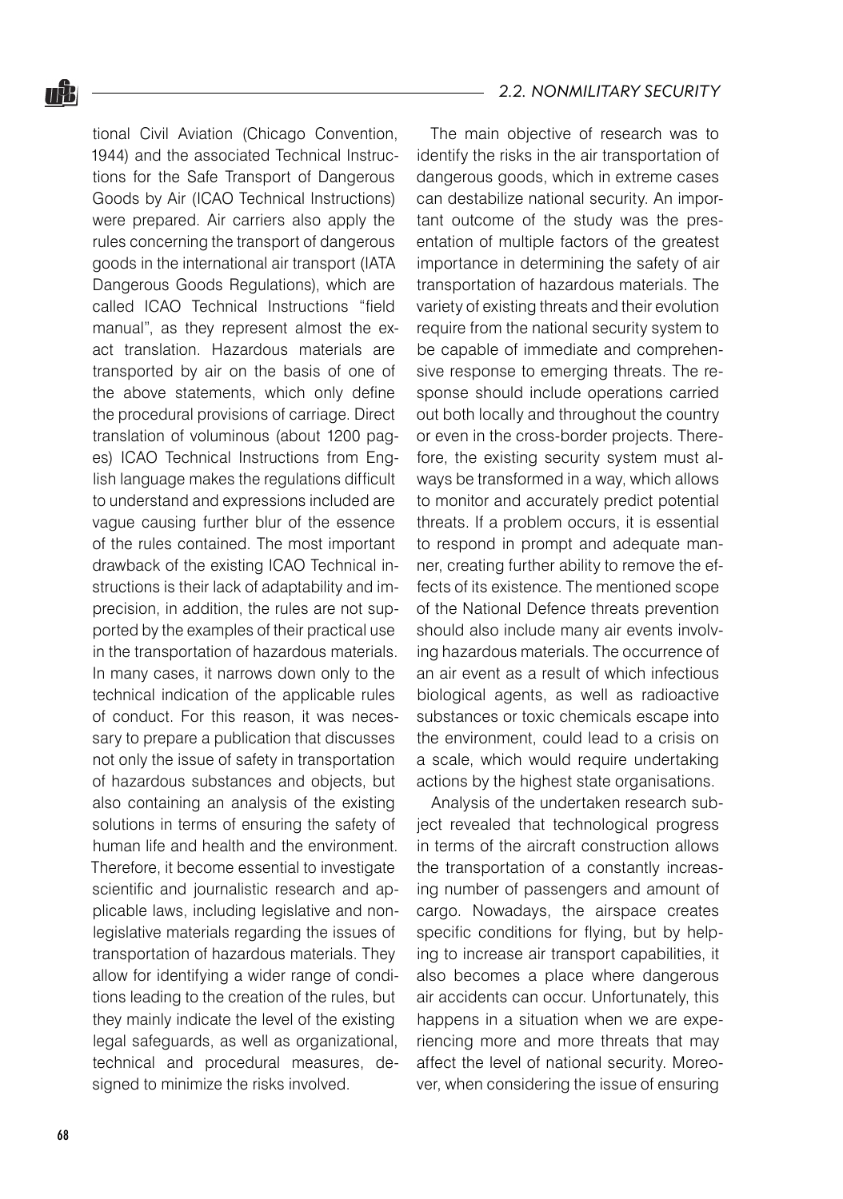tional Civil Aviation (Chicago Convention, 1944) and the associated Technical Instructions for the Safe Transport of Dangerous Goods by Air (ICAO Technical Instructions) were prepared. Air carriers also apply the rules concerning the transport of dangerous goods in the international air transport (IATA Dangerous Goods Regulations), which are called ICAO Technical Instructions "field manual", as they represent almost the exact translation. Hazardous materials are transported by air on the basis of one of the above statements, which only define the procedural provisions of carriage. Direct translation of voluminous (about 1200 pages) ICAO Technical Instructions from English language makes the regulations difficult to understand and expressions included are vague causing further blur of the essence of the rules contained. The most important drawback of the existing ICAO Technical instructions is their lack of adaptability and imprecision, in addition, the rules are not supported by the examples of their practical use in the transportation of hazardous materials. In many cases, it narrows down only to the technical indication of the applicable rules of conduct. For this reason, it was necessary to prepare a publication that discusses not only the issue of safety in transportation of hazardous substances and objects, but also containing an analysis of the existing solutions in terms of ensuring the safety of human life and health and the environment. Therefore, it become essential to investigate scientific and journalistic research and applicable laws, including legislative and non-legislative materials regarding the issues of transportation of hazardous materials. They allow for identifying a wider range of conditions leading to the creation of the rules, but they mainly indicate the level of the existing legal safeguards, as well as organizational, technical and procedural measures, designed to minimize the risks involved.

The main objective of research was to identify the risks in the air transportation of dangerous goods, which in extreme cases can destabilize national security. An important outcome of the study was the presentation of multiple factors of the greatest importance in determining the safety of air transportation of hazardous materials. The variety of existing threats and their evolution require from the national security system to be capable of immediate and comprehensive response to emerging threats. The response should include operations carried out both locally and throughout the country or even in the cross-border projects. Therefore, the existing security system must always be transformed in a way, which allows to monitor and accurately predict potential threats. If a problem occurs, it is essential to respond in prompt and adequate manner, creating further ability to remove the effects of its existence. The mentioned scope of the National Defence threats prevention should also include many air events involving hazardous materials. The occurrence of an air event as a result of which infectious biological agents, as well as radioactive substances or toxic chemicals escape into the environment, could lead to a crisis on a scale, which would require undertaking actions by the highest state organisations.

Analysis of the undertaken research subject revealed that technological progress in terms of the aircraft construction allows the transportation of a constantly increasing number of passengers and amount of cargo. Nowadays, the airspace creates specific conditions for flying, but by helping to increase air transport capabilities, it also becomes a place where dangerous air accidents can occur. Unfortunately, this happens in a situation when we are experiencing more and more threats that may affect the level of national security. Moreover, when considering the issue of ensuring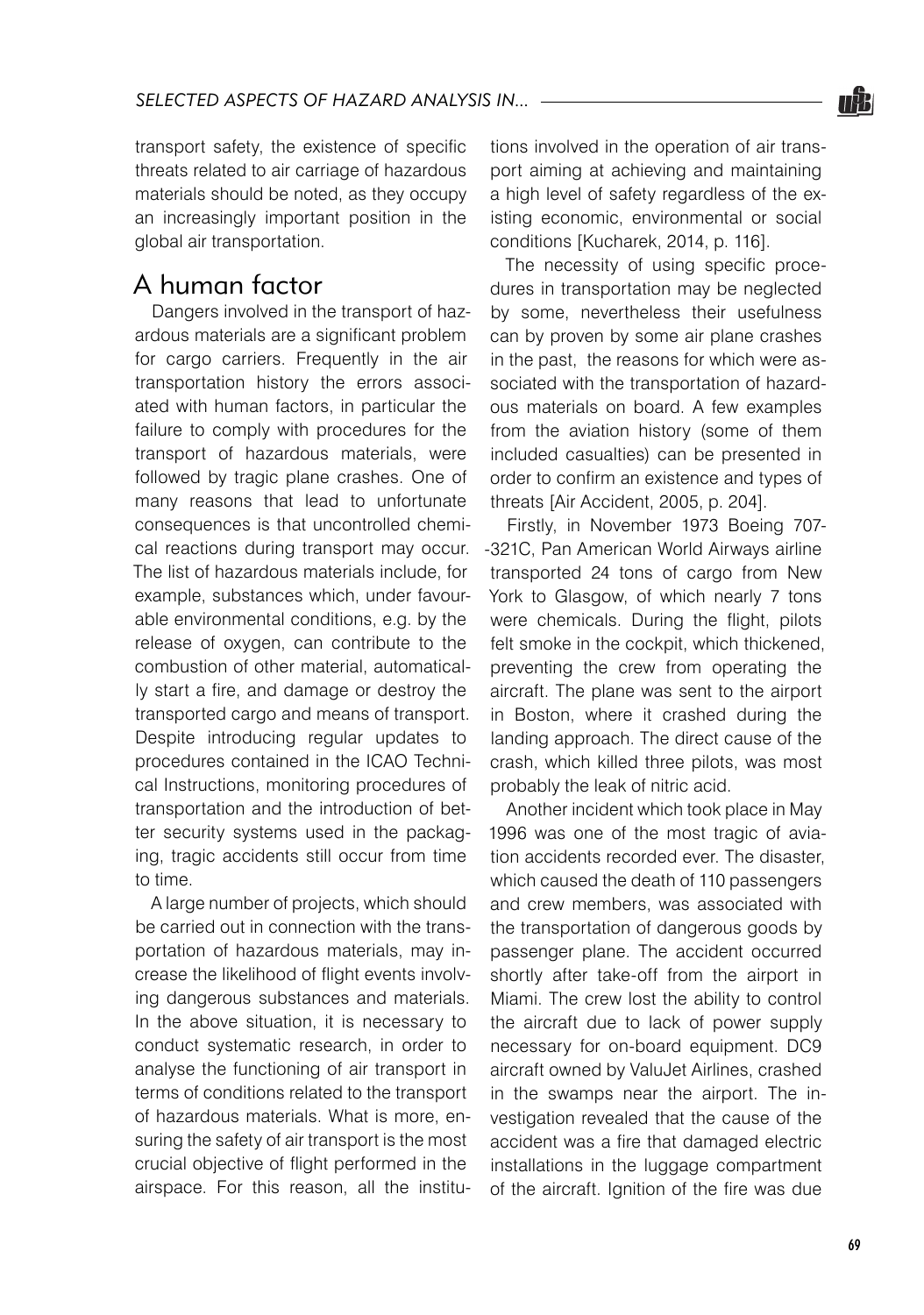transport safety, the existence of specific threats related to air carriage of hazardous materials should be noted, as they occupy an increasingly important position in the global air transportation.

## A human factor

Dangers involved in the transport of hazardous materials are a significant problem for cargo carriers. Frequently in the air transportation history the errors associated with human factors, in particular the failure to comply with procedures for the transport of hazardous materials, were followed by tragic plane crashes. One of many reasons that lead to unfortunate consequences is that uncontrolled chemical reactions during transport may occur. The list of hazardous materials include, for example, substances which, under favourable environmental conditions, e.g. by the release of oxygen, can contribute to the combustion of other material, automatically start a fire, and damage or destroy the transported cargo and means of transport. Despite introducing regular updates to procedures contained in the ICAO Technical Instructions, monitoring procedures of transportation and the introduction of better security systems used in the packaging, tragic accidents still occur from time to time.

A large number of projects, which should be carried out in connection with the transportation of hazardous materials, may increase the likelihood of flight events involving dangerous substances and materials. In the above situation, it is necessary to conduct systematic research, in order to analyse the functioning of air transport in terms of conditions related to the transport of hazardous materials. What is more, ensuring the safety of air transport is the most crucial objective of flight performed in the airspace. For this reason, all the institutions involved in the operation of air transport aiming at achieving and maintaining a high level of safety regardless of the existing economic, environmental or social conditions [Kucharek, 2014, p. 116].

The necessity of using specific procedures in transportation may be neglected by some, nevertheless their usefulness can by proven by some air plane crashes in the past, the reasons for which were associated with the transportation of hazardous materials on board. A few examples from the aviation history (some of them included casualties) can be presented in order to confirm an existence and types of threats [Air Accident, 2005, p. 204].

Firstly, in November 1973 Boeing 707-321C, Pan American World Airways airline transported 24 tons of cargo from New York to Glasgow, of which nearly 7 tons were chemicals. During the flight, pilots felt smoke in the cockpit, which thickened, preventing the crew from operating the aircraft. The plane was sent to the airport in Boston, where it crashed during the landing approach. The direct cause of the crash, which killed three pilots, was most probably the leak of nitric acid.

Another incident which took place in May 1996 was one of the most tragic of aviation accidents recorded ever. The disaster, which caused the death of 110 passengers and crew members, was associated with the transportation of dangerous goods by passenger plane. The accident occurred shortly after take-off from the airport in Miami. The crew lost the ability to control the aircraft due to lack of power supply necessary for on-board equipment. DC9 aircraft owned by ValuJet Airlines, crashed in the swamps near the airport. The investigation revealed that the cause of the accident was a fire that damaged electric installations in the luggage compartment of the aircraft. Ignition of the fire was due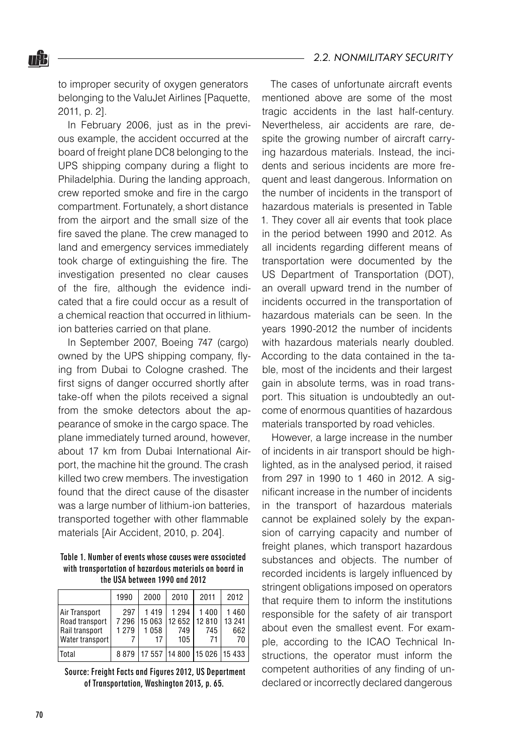to improper security of oxygen generators belonging to the ValuJet Airlines [Paquette, 2011, p. 2].

In February 2006, just as in the previous example, the accident occurred at the board of freight plane DC8 belonging to the UPS shipping company during a flight to Philadelphia. During the landing approach, crew reported smoke and fire in the cargo compartment. Fortunately, a short distance from the airport and the small size of the fire saved the plane. The crew managed to land and emergency services immediately took charge of extinguishing the fire. The investigation presented no clear causes of the fire, although the evidence indicated that a fire could occur as a result of a chemical reaction that occurred in lithium-ion batteries carried on that plane.

In September 2007, Boeing 747 (cargo) owned by the UPS shipping company, flying from Dubai to Cologne crashed. The first signs of danger occurred shortly after take-off when the pilots received a signal from the smoke detectors about the appearance of smoke in the cargo space. The plane immediately turned around, however, about 17 km from Dubai International Airport, the machine hit the ground. The crash killed two crew members. The investigation found that the direct cause of the disaster was a large number of lithium-ion batteries, transported together with other flammable materials [Air Accident, 2010, p. 204].

**Table 1. Number of events whose causes were associated with transportation of hazardous materials on board in the USA between 1990 and 2012**

| | 1990 | 2000 | 2010 | 2011 | 2012 |
|---|---|---|---|---|---|
| Air Transport | 297 | 1 419 | 1 294 | 1 400 | 1 460 |
| Road transport | 7 296 | 15 063 | 12 652 | 12 810 | 13 241 |
| Rail transport | 1 279 | 1 058 | 749 | 745 | 662 |
| Water transport | 7 | 17 | 105 | 71 | 70 |
| Total | 8 879 | 17 557 | 14 800 | 15 026 | 15 433 |

Source: Freight Facts and Figures 2012, US Department of Transportation, Washington 2013, p. 65.

The cases of unfortunate aircraft events mentioned above are some of the most tragic accidents in the last half-century. Nevertheless, air accidents are rare, despite the growing number of aircraft carrying hazardous materials. Instead, the incidents and serious incidents are more frequent and least dangerous. Information on the number of incidents in the transport of hazardous materials is presented in Table 1. They cover all air events that took place in the period between 1990 and 2012. As all incidents regarding different means of transportation were documented by the US Department of Transportation (DOT), an overall upward trend in the number of incidents occurred in the transportation of hazardous materials can be seen. In the years 1990-2012 the number of incidents with hazardous materials nearly doubled. According to the data contained in the table, most of the incidents and their largest gain in absolute terms, was in road transport. This situation is undoubtedly an outcome of enormous quantities of hazardous materials transported by road vehicles.

However, a large increase in the number of incidents in air transport should be highlighted, as in the analysed period, it raised from 297 in 1990 to 1 460 in 2012. A significant increase in the number of incidents in the transport of hazardous materials cannot be explained solely by the expansion of carrying capacity and number of freight planes, which transport hazardous substances and objects. The number of recorded incidents is largely influenced by stringent obligations imposed on operators that require them to inform the institutions responsible for the safety of air transport about even the smallest event. For example, according to the ICAO Technical Instructions, the operator must inform the competent authorities of any finding of undeclared or incorrectly declared dangerous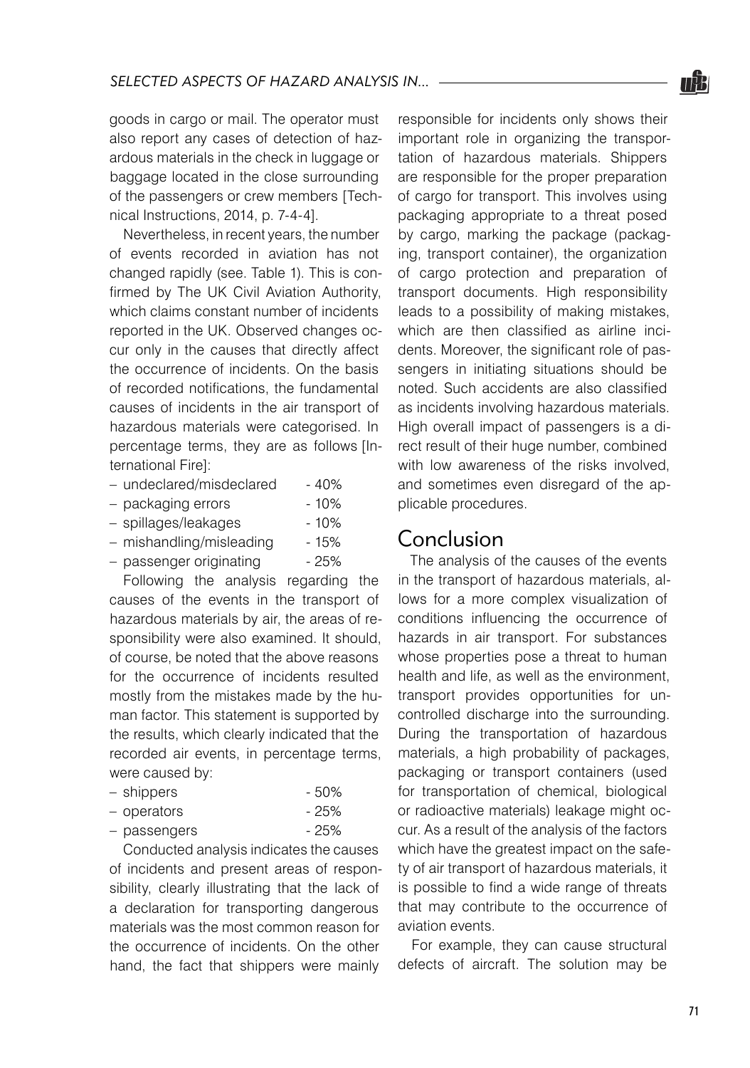goods in cargo or mail. The operator must also report any cases of detection of hazardous materials in the check in luggage or baggage located in the close surrounding of the passengers or crew members [Technical Instructions, 2014, p. 7-4-4].

Nevertheless, in recent years, the number of events recorded in aviation has not changed rapidly (see. Table 1). This is confirmed by The UK Civil Aviation Authority, which claims constant number of incidents reported in the UK. Observed changes occur only in the causes that directly affect the occurrence of incidents. On the basis of recorded notifications, the fundamental causes of incidents in the air transport of hazardous materials were categorised. In percentage terms, they are as follows [International Fire]:

- undeclared/misdeclared - 40%
- packaging errors - 10%
- spillages/leakages - 10%
- mishandling/misleading - 15%
- passenger originating - 25%

Following the analysis regarding the causes of the events in the transport of hazardous materials by air, the areas of responsibility were also examined. It should, of course, be noted that the above reasons for the occurrence of incidents resulted mostly from the mistakes made by the human factor. This statement is supported by the results, which clearly indicated that the recorded air events, in percentage terms, were caused by:

- shippers - 50%
- operators - 25%
- passengers - 25%

Conducted analysis indicates the causes of incidents and present areas of responsibility, clearly illustrating that the lack of a declaration for transporting dangerous materials was the most common reason for the occurrence of incidents. On the other hand, the fact that shippers were mainly responsible for incidents only shows their important role in organizing the transportation of hazardous materials. Shippers are responsible for the proper preparation of cargo for transport. This involves using packaging appropriate to a threat posed by cargo, marking the package (packaging, transport container), the organization of cargo protection and preparation of transport documents. High responsibility leads to a possibility of making mistakes, which are then classified as airline incidents. Moreover, the significant role of passengers in initiating situations should be noted. Such accidents are also classified as incidents involving hazardous materials. High overall impact of passengers is a direct result of their huge number, combined with low awareness of the risks involved, and sometimes even disregard of the applicable procedures.

## Conclusion

The analysis of the causes of the events in the transport of hazardous materials, allows for a more complex visualization of conditions influencing the occurrence of hazards in air transport. For substances whose properties pose a threat to human health and life, as well as the environment, transport provides opportunities for uncontrolled discharge into the surrounding. During the transportation of hazardous materials, a high probability of packages, packaging or transport containers (used for transportation of chemical, biological or radioactive materials) leakage might occur. As a result of the analysis of the factors which have the greatest impact on the safety of air transport of hazardous materials, it is possible to find a wide range of threats that may contribute to the occurrence of aviation events.

For example, they can cause structural defects of aircraft. The solution may be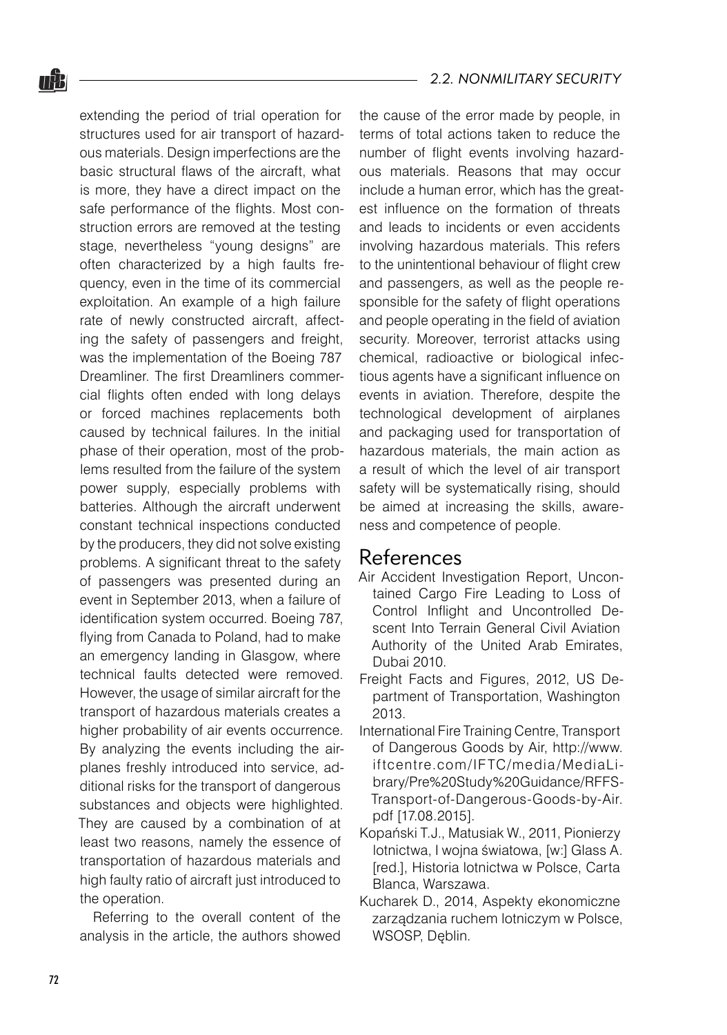extending the period of trial operation for structures used for air transport of hazardous materials. Design imperfections are the basic structural flaws of the aircraft, what is more, they have a direct impact on the safe performance of the flights. Most construction errors are removed at the testing stage, nevertheless "young designs" are often characterized by a high faults frequency, even in the time of its commercial exploitation. An example of a high failure rate of newly constructed aircraft, affecting the safety of passengers and freight, was the implementation of the Boeing 787 Dreamliner. The first Dreamliners commercial flights often ended with long delays or forced machines replacements both caused by technical failures. In the initial phase of their operation, most of the problems resulted from the failure of the system power supply, especially problems with batteries. Although the aircraft underwent constant technical inspections conducted by the producers, they did not solve existing problems. A significant threat to the safety of passengers was presented during an event in September 2013, when a failure of identification system occurred. Boeing 787, flying from Canada to Poland, had to make an emergency landing in Glasgow, where technical faults detected were removed. However, the usage of similar aircraft for the transport of hazardous materials creates a higher probability of air events occurrence. By analyzing the events including the airplanes freshly introduced into service, additional risks for the transport of dangerous substances and objects were highlighted. They are caused by a combination of at least two reasons, namely the essence of transportation of hazardous materials and high faulty ratio of aircraft just introduced to the operation.

Referring to the overall content of the analysis in the article, the authors showed the cause of the error made by people, in terms of total actions taken to reduce the number of flight events involving hazardous materials. Reasons that may occur include a human error, which has the greatest influence on the formation of threats and leads to incidents or even accidents involving hazardous materials. This refers to the unintentional behaviour of flight crew and passengers, as well as the people responsible for the safety of flight operations and people operating in the field of aviation security. Moreover, terrorist attacks using chemical, radioactive or biological infectious agents have a significant influence on events in aviation. Therefore, despite the technological development of airplanes and packaging used for transportation of hazardous materials, the main action as a result of which the level of air transport safety will be systematically rising, should be aimed at increasing the skills, awareness and competence of people.

## References

Air Accident Investigation Report, Uncontained Cargo Fire Leading to Loss of Control Inflight and Uncontrolled Descent Into Terrain General Civil Aviation Authority of the United Arab Emirates, Dubai 2010.

Freight Facts and Figures, 2012, US Department of Transportation, Washington 2013.

International Fire Training Centre, Transport of Dangerous Goods by Air, http://www.iftcentre.com/IFTC/media/MediaLibrary/Pre%20Study%20Guidance/RFFS-Transport-of-Dangerous-Goods-by-Air.pdf [17.08.2015].

Kopański T.J., Matusiak W., 2011, Pionierzy lotnictwa, I wojna światowa, [w:] Glass A. [red.], Historia lotnictwa w Polsce, Carta Blanca, Warszawa.

Kucharek D., 2014, Aspekty ekonomiczne zarządzania ruchem lotniczym w Polsce, WSOSP, Dęblin.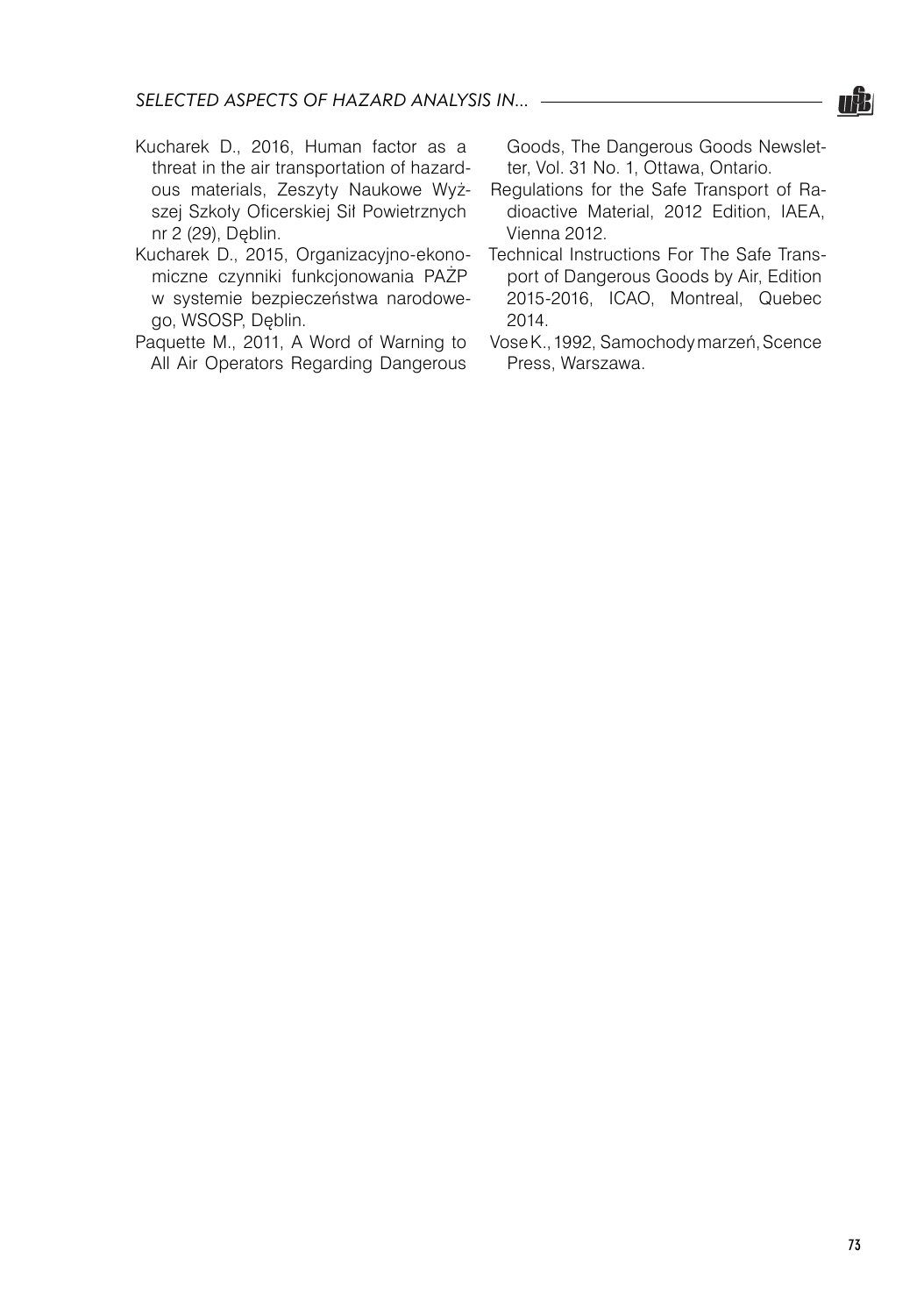Kucharek D., 2016, Human factor as a threat in the air transportation of hazardous materials, Zeszyty Naukowe Wyższej Szkoły Oficerskiej Sił Powietrznych nr 2 (29), Dęblin.

Kucharek D., 2015, Organizacyjno-ekonomiczne czynniki funkcjonowania PAŻP w systemie bezpieczeństwa narodowego, WSOSP, Dęblin.

Paquette M., 2011, A Word of Warning to All Air Operators Regarding Dangerous Goods, The Dangerous Goods Newsletter, Vol. 31 No. 1, Ottawa, Ontario.

Regulations for the Safe Transport of Radioactive Material, 2012 Edition, IAEA, Vienna 2012.

Technical Instructions For The Safe Transport of Dangerous Goods by Air, Edition 2015-2016, ICAO, Montreal, Quebec 2014.

Vose K., 1992, Samochody marzeń, Scence Press, Warszawa.